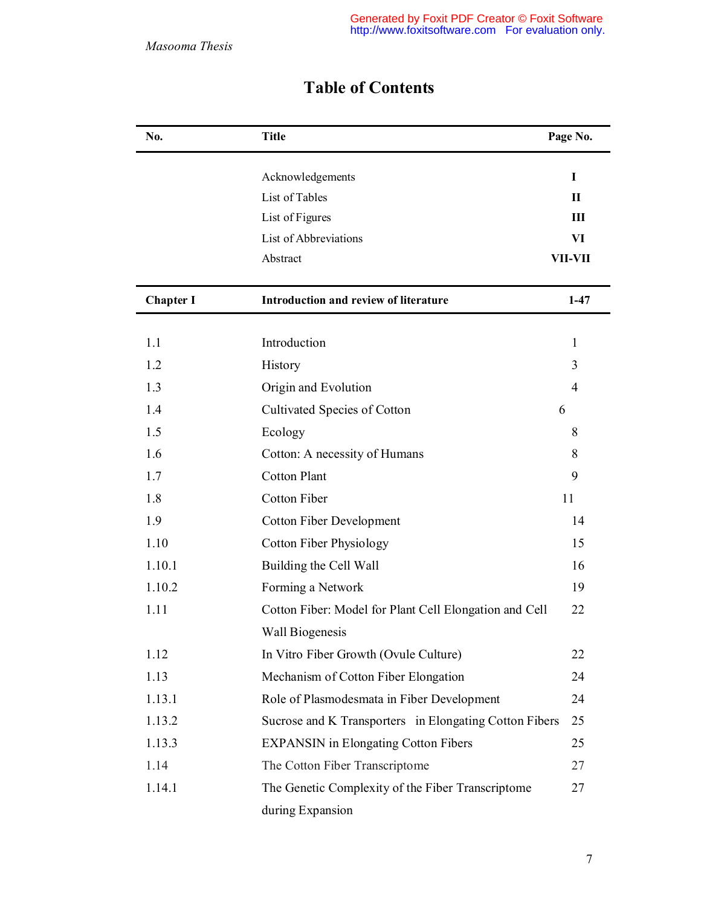# Table of Contents

| No. | Title | Page No. |
|---|---|---|
| | Acknowledgements | I |
| | List of Tables | II |
| | List of Figures | III |
| | List of Abbreviations | VI |
| | Abstract | VII-VII |
| **Chapter I** | **Introduction and review of literature** | **1-47** |
| 1.1 | Introduction | 1 |
| 1.2 | History | 3 |
| 1.3 | Origin and Evolution | 4 |
| 1.4 | Cultivated Species of Cotton | 6 |
| 1.5 | Ecology | 8 |
| 1.6 | Cotton: A necessity of Humans | 8 |
| 1.7 | Cotton Plant | 9 |
| 1.8 | Cotton Fiber | 11 |
| 1.9 | Cotton Fiber Development | 14 |
| 1.10 | Cotton Fiber Physiology | 15 |
| 1.10.1 | Building the Cell Wall | 16 |
| 1.10.2 | Forming a Network | 19 |
| 1.11 | Cotton Fiber: Model for Plant Cell Elongation and Cell Wall Biogenesis | 22 |
| 1.12 | In Vitro Fiber Growth (Ovule Culture) | 22 |
| 1.13 | Mechanism of Cotton Fiber Elongation | 24 |
| 1.13.1 | Role of Plasmodesmata in Fiber Development | 24 |
| 1.13.2 | Sucrose and K Transporters in Elongating Cotton Fibers | 25 |
| 1.13.3 | EXPANSIN in Elongating Cotton Fibers | 25 |
| 1.14 | The Cotton Fiber Transcriptome | 27 |
| 1.14.1 | The Genetic Complexity of the Fiber Transcriptome during Expansion | 27 |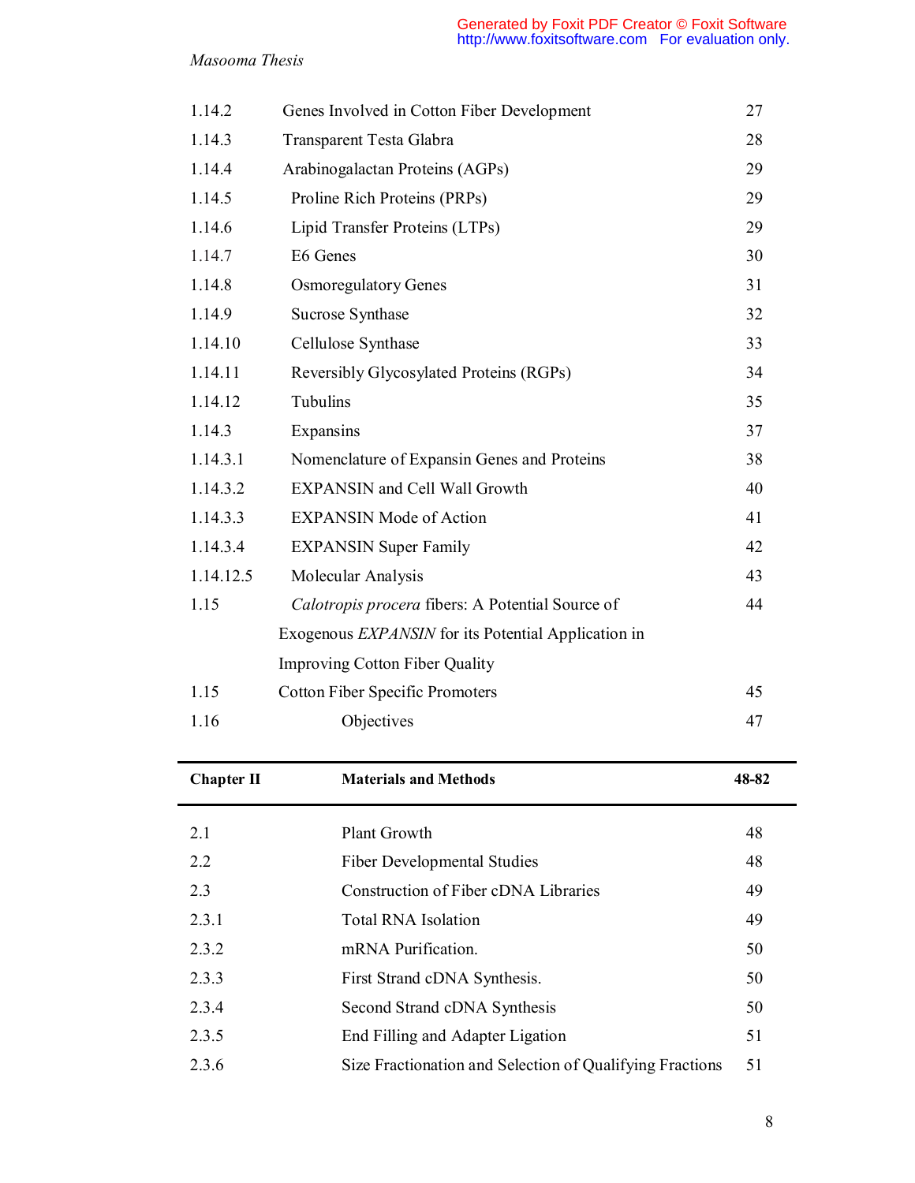| | | |
|---|---|---|
| 1.14.2 | Genes Involved in Cotton Fiber Development | 27 |
| 1.14.3 | Transparent Testa Glabra | 28 |
| 1.14.4 | Arabinogalactan Proteins (AGPs) | 29 |
| 1.14.5 | Proline Rich Proteins (PRPs) | 29 |
| 1.14.6 | Lipid Transfer Proteins (LTPs) | 29 |
| 1.14.7 | E6 Genes | 30 |
| 1.14.8 | Osmoregulatory Genes | 31 |
| 1.14.9 | Sucrose Synthase | 32 |
| 1.14.10 | Cellulose Synthase | 33 |
| 1.14.11 | Reversibly Glycosylated Proteins (RGPs) | 34 |
| 1.14.12 | Tubulins | 35 |
| 1.14.3 | Expansins | 37 |
| 1.14.3.1 | Nomenclature of Expansin Genes and Proteins | 38 |
| 1.14.3.2 | EXPANSIN and Cell Wall Growth | 40 |
| 1.14.3.3 | EXPANSIN Mode of Action | 41 |
| 1.14.3.4 | EXPANSIN Super Family | 42 |
| 1.14.12.5 | Molecular Analysis | 43 |
| 1.15 | *Calotropis procera* fibers: A Potential Source of Exogenous *EXPANSIN* for its Potential Application in Improving Cotton Fiber Quality | 44 |
| 1.15 | Cotton Fiber Specific Promoters | 45 |
| 1.16 | Objectives | 47 |

| **Chapter II** | **Materials and Methods** | **48-82** |
|---|---|---|
| 2.1 | Plant Growth | 48 |
| 2.2 | Fiber Developmental Studies | 48 |
| 2.3 | Construction of Fiber cDNA Libraries | 49 |
| 2.3.1 | Total RNA Isolation | 49 |
| 2.3.2 | mRNA Purification. | 50 |
| 2.3.3 | First Strand cDNA Synthesis. | 50 |
| 2.3.4 | Second Strand cDNA Synthesis | 50 |
| 2.3.5 | End Filling and Adapter Ligation | 51 |
| 2.3.6 | Size Fractionation and Selection of Qualifying Fractions | 51 |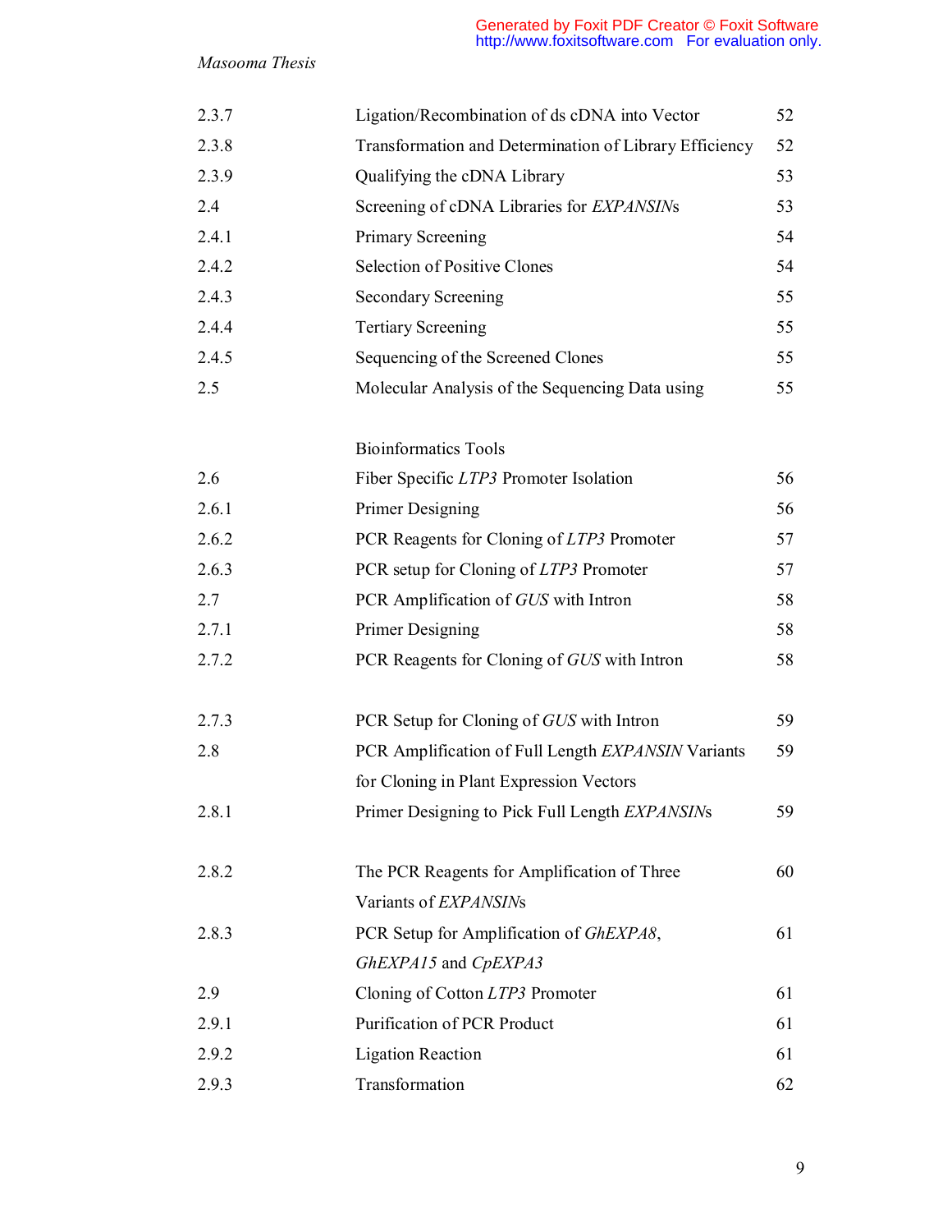| | | |
|---|---|---|
| 2.3.7 | Ligation/Recombination of ds cDNA into Vector | 52 |
| 2.3.8 | Transformation and Determination of Library Efficiency | 52 |
| 2.3.9 | Qualifying the cDNA Library | 53 |
| 2.4 | Screening of cDNA Libraries for *EXPANSIN*s | 53 |
| 2.4.1 | Primary Screening | 54 |
| 2.4.2 | Selection of Positive Clones | 54 |
| 2.4.3 | Secondary Screening | 55 |
| 2.4.4 | Tertiary Screening | 55 |
| 2.4.5 | Sequencing of the Screened Clones | 55 |
| 2.5 | Molecular Analysis of the Sequencing Data using Bioinformatics Tools | 55 |
| 2.6 | Fiber Specific *LTP3* Promoter Isolation | 56 |
| 2.6.1 | Primer Designing | 56 |
| 2.6.2 | PCR Reagents for Cloning of *LTP3* Promoter | 57 |
| 2.6.3 | PCR setup for Cloning of *LTP3* Promoter | 57 |
| 2.7 | PCR Amplification of *GUS* with Intron | 58 |
| 2.7.1 | Primer Designing | 58 |
| 2.7.2 | PCR Reagents for Cloning of *GUS* with Intron | 58 |
| 2.7.3 | PCR Setup for Cloning of *GUS* with Intron | 59 |
| 2.8 | PCR Amplification of Full Length *EXPANSIN* Variants for Cloning in Plant Expression Vectors | 59 |
| 2.8.1 | Primer Designing to Pick Full Length *EXPANSIN*s | 59 |
| 2.8.2 | The PCR Reagents for Amplification of Three Variants of *EXPANSIN*s | 60 |
| 2.8.3 | PCR Setup for Amplification of *GhEXPA8*, *GhEXPA15* and *CpEXPA3* | 61 |
| 2.9 | Cloning of Cotton *LTP3* Promoter | 61 |
| 2.9.1 | Purification of PCR Product | 61 |
| 2.9.2 | Ligation Reaction | 61 |
| 2.9.3 | Transformation | 62 |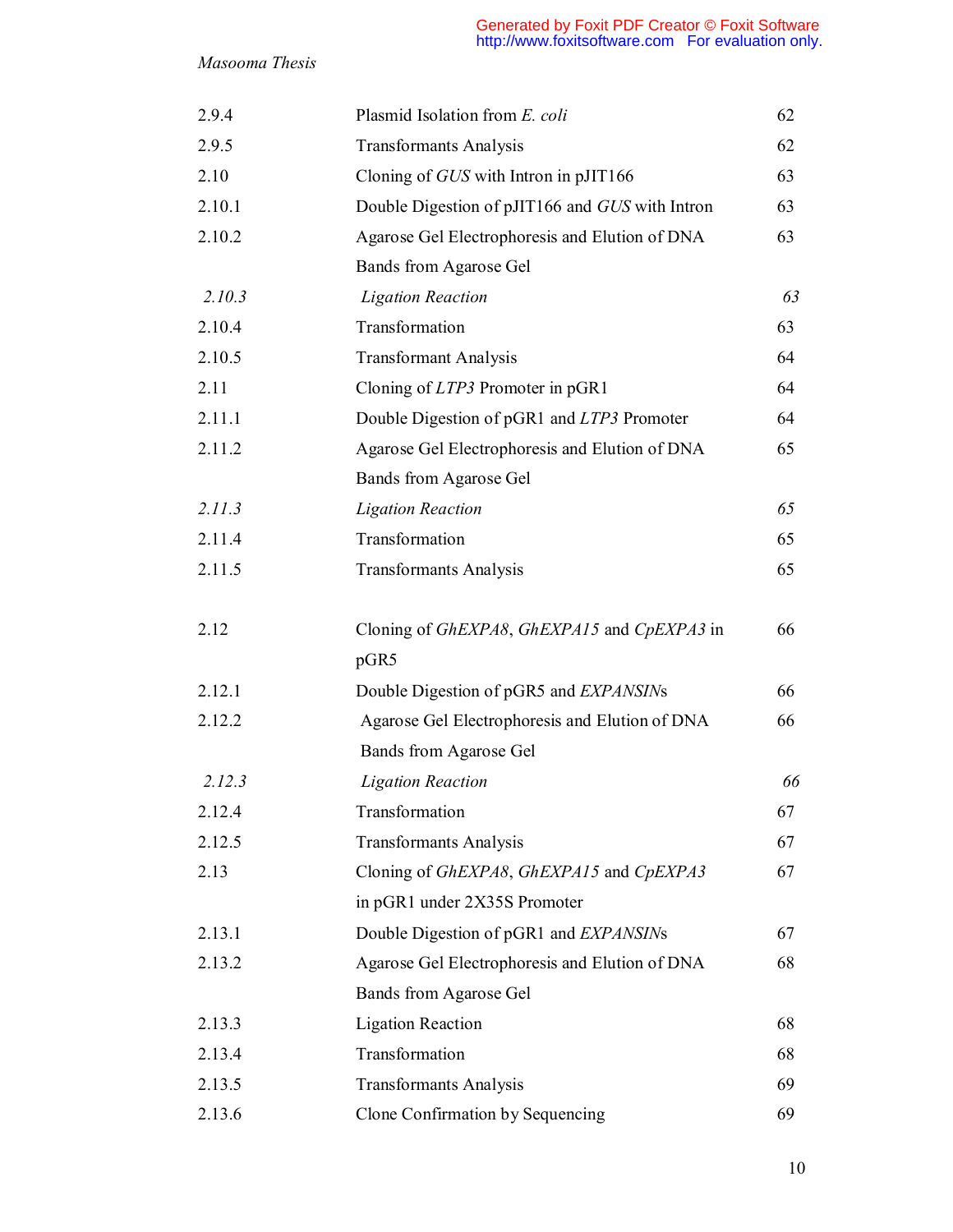| | | |
|---|---|---|
| 2.9.4 | Plasmid Isolation from *E. coli* | 62 |
| 2.9.5 | Transformants Analysis | 62 |
| 2.10 | Cloning of *GUS* with Intron in pJIT166 | 63 |
| 2.10.1 | Double Digestion of pJIT166 and *GUS* with Intron | 63 |
| 2.10.2 | Agarose Gel Electrophoresis and Elution of DNA Bands from Agarose Gel | 63 |
| *2.10.3* | *Ligation Reaction* | *63* |
| 2.10.4 | Transformation | 63 |
| 2.10.5 | Transformant Analysis | 64 |
| 2.11 | Cloning of *LTP3* Promoter in pGR1 | 64 |
| 2.11.1 | Double Digestion of pGR1 and *LTP3* Promoter | 64 |
| 2.11.2 | Agarose Gel Electrophoresis and Elution of DNA Bands from Agarose Gel | 65 |
| *2.11.3* | *Ligation Reaction* | *65* |
| 2.11.4 | Transformation | 65 |
| 2.11.5 | Transformants Analysis | 65 |
| 2.12 | Cloning of *GhEXPA8*, *GhEXPA15* and *CpEXPA3* in pGR5 | 66 |
| 2.12.1 | Double Digestion of pGR5 and *EXPANSIN*s | 66 |
| 2.12.2 | Agarose Gel Electrophoresis and Elution of DNA Bands from Agarose Gel | 66 |
| *2.12.3* | *Ligation Reaction* | *66* |
| 2.12.4 | Transformation | 67 |
| 2.12.5 | Transformants Analysis | 67 |
| 2.13 | Cloning of *GhEXPA8*, *GhEXPA15* and *CpEXPA3* in pGR1 under 2X35S Promoter | 67 |
| 2.13.1 | Double Digestion of pGR1 and *EXPANSIN*s | 67 |
| 2.13.2 | Agarose Gel Electrophoresis and Elution of DNA Bands from Agarose Gel | 68 |
| 2.13.3 | Ligation Reaction | 68 |
| 2.13.4 | Transformation | 68 |
| 2.13.5 | Transformants Analysis | 69 |
| 2.13.6 | Clone Confirmation by Sequencing | 69 |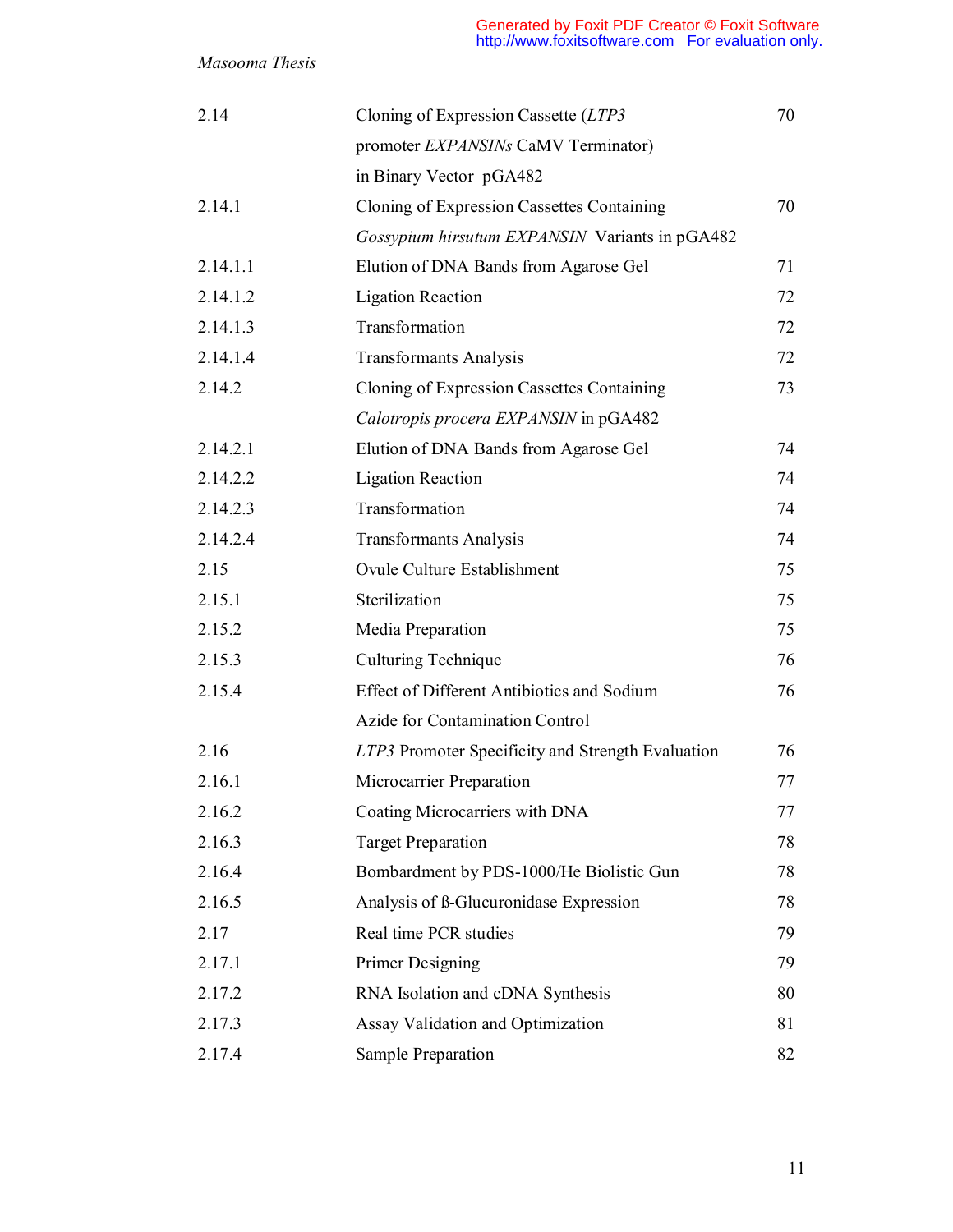| | | |
|---|---|---|
| 2.14 | Cloning of Expression Cassette (*LTP3* promoter *EXPANSINs* CaMV Terminator) in Binary Vector pGA482 | 70 |
| 2.14.1 | Cloning of Expression Cassettes Containing *Gossypium hirsutum EXPANSIN* Variants in pGA482 | 70 |
| 2.14.1.1 | Elution of DNA Bands from Agarose Gel | 71 |
| 2.14.1.2 | Ligation Reaction | 72 |
| 2.14.1.3 | Transformation | 72 |
| 2.14.1.4 | Transformants Analysis | 72 |
| 2.14.2 | Cloning of Expression Cassettes Containing *Calotropis procera EXPANSIN* in pGA482 | 73 |
| 2.14.2.1 | Elution of DNA Bands from Agarose Gel | 74 |
| 2.14.2.2 | Ligation Reaction | 74 |
| 2.14.2.3 | Transformation | 74 |
| 2.14.2.4 | Transformants Analysis | 74 |
| 2.15 | Ovule Culture Establishment | 75 |
| 2.15.1 | Sterilization | 75 |
| 2.15.2 | Media Preparation | 75 |
| 2.15.3 | Culturing Technique | 76 |
| 2.15.4 | Effect of Different Antibiotics and Sodium Azide for Contamination Control | 76 |
| 2.16 | *LTP3* Promoter Specificity and Strength Evaluation | 76 |
| 2.16.1 | Microcarrier Preparation | 77 |
| 2.16.2 | Coating Microcarriers with DNA | 77 |
| 2.16.3 | Target Preparation | 78 |
| 2.16.4 | Bombardment by PDS-1000/He Biolistic Gun | 78 |
| 2.16.5 | Analysis of ß-Glucuronidase Expression | 78 |
| 2.17 | Real time PCR studies | 79 |
| 2.17.1 | Primer Designing | 79 |
| 2.17.2 | RNA Isolation and cDNA Synthesis | 80 |
| 2.17.3 | Assay Validation and Optimization | 81 |
| 2.17.4 | Sample Preparation | 82 |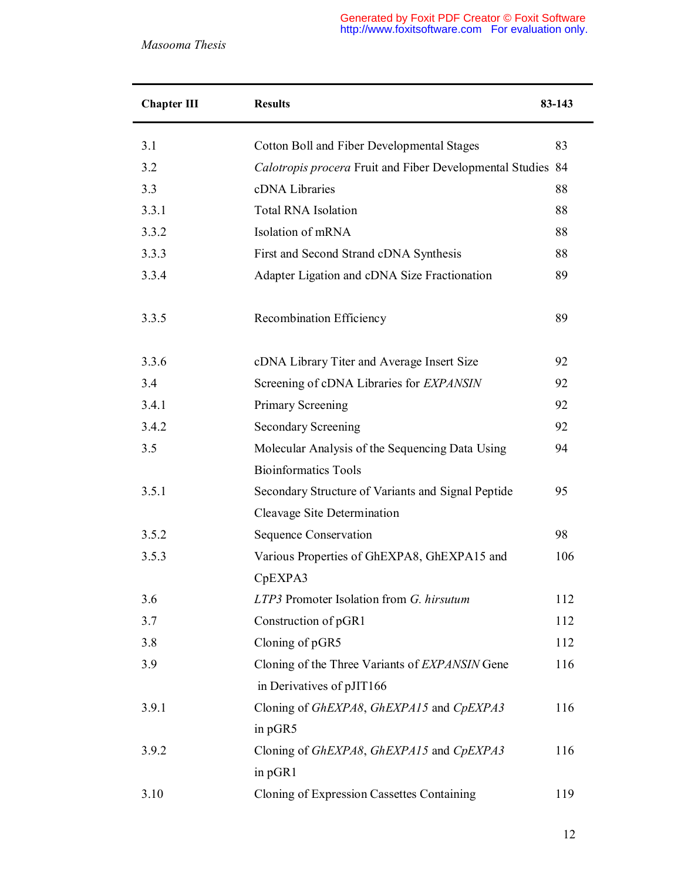| Chapter III | Results | 83-143 |
|---|---|---|
| 3.1 | Cotton Boll and Fiber Developmental Stages | 83 |
| 3.2 | *Calotropis procera* Fruit and Fiber Developmental Studies | 84 |
| 3.3 | cDNA Libraries | 88 |
| 3.3.1 | Total RNA Isolation | 88 |
| 3.3.2 | Isolation of mRNA | 88 |
| 3.3.3 | First and Second Strand cDNA Synthesis | 88 |
| 3.3.4 | Adapter Ligation and cDNA Size Fractionation | 89 |
| 3.3.5 | Recombination Efficiency | 89 |
| 3.3.6 | cDNA Library Titer and Average Insert Size | 92 |
| 3.4 | Screening of cDNA Libraries for *EXPANSIN* | 92 |
| 3.4.1 | Primary Screening | 92 |
| 3.4.2 | Secondary Screening | 92 |
| 3.5 | Molecular Analysis of the Sequencing Data Using Bioinformatics Tools | 94 |
| 3.5.1 | Secondary Structure of Variants and Signal Peptide Cleavage Site Determination | 95 |
| 3.5.2 | Sequence Conservation | 98 |
| 3.5.3 | Various Properties of GhEXPA8, GhEXPA15 and CpEXPA3 | 106 |
| 3.6 | *LTP3* Promoter Isolation from *G. hirsutum* | 112 |
| 3.7 | Construction of pGR1 | 112 |
| 3.8 | Cloning of pGR5 | 112 |
| 3.9 | Cloning of the Three Variants of *EXPANSIN* Gene in Derivatives of pJIT166 | 116 |
| 3.9.1 | Cloning of *GhEXPA8*, *GhEXPA15* and *CpEXPA3* in pGR5 | 116 |
| 3.9.2 | Cloning of *GhEXPA8*, *GhEXPA15* and *CpEXPA3* in pGR1 | 116 |
| 3.10 | Cloning of Expression Cassettes Containing | 119 |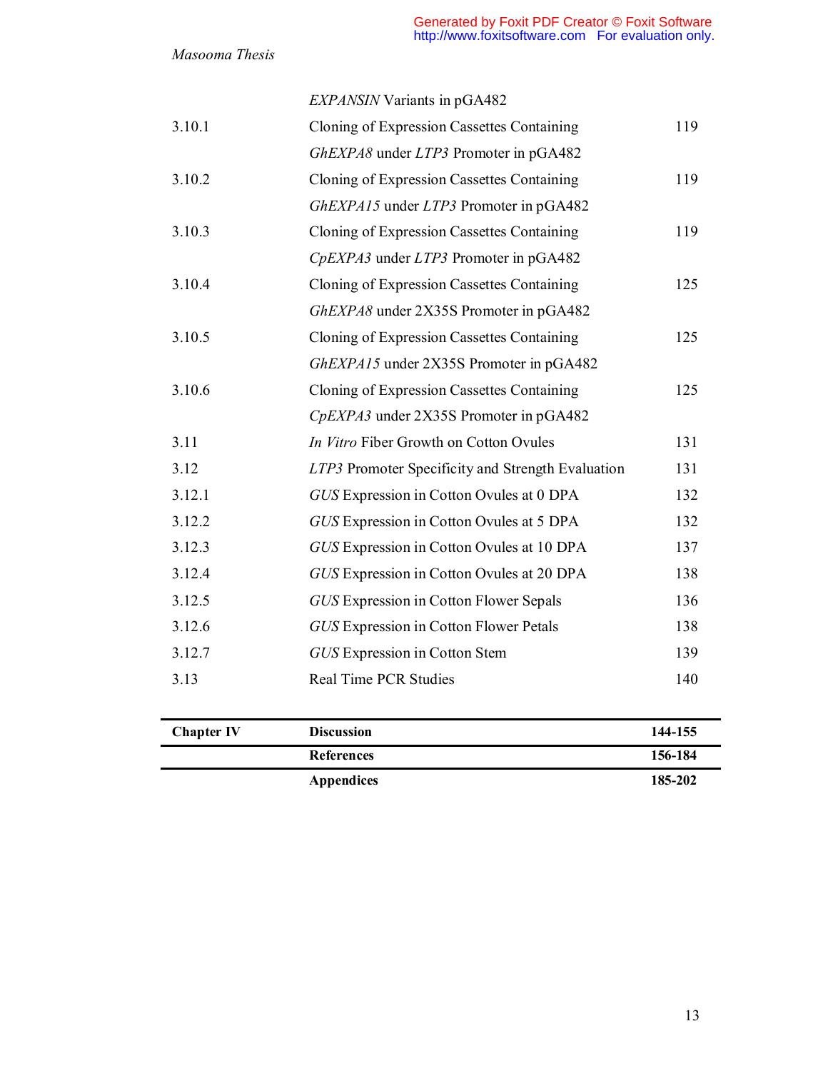| | | |
|---|---|---|
| | *EXPANSIN* Variants in pGA482 | |
| 3.10.1 | Cloning of Expression Cassettes Containing *GhEXPA8* under *LTP3* Promoter in pGA482 | 119 |
| 3.10.2 | Cloning of Expression Cassettes Containing *GhEXPA15* under *LTP3* Promoter in pGA482 | 119 |
| 3.10.3 | Cloning of Expression Cassettes Containing *CpEXPA3* under *LTP3* Promoter in pGA482 | 119 |
| 3.10.4 | Cloning of Expression Cassettes Containing *GhEXPA8* under 2X35S Promoter in pGA482 | 125 |
| 3.10.5 | Cloning of Expression Cassettes Containing *GhEXPA15* under 2X35S Promoter in pGA482 | 125 |
| 3.10.6 | Cloning of Expression Cassettes Containing *CpEXPA3* under 2X35S Promoter in pGA482 | 125 |
| 3.11 | *In Vitro* Fiber Growth on Cotton Ovules | 131 |
| 3.12 | *LTP3* Promoter Specificity and Strength Evaluation | 131 |
| 3.12.1 | *GUS* Expression in Cotton Ovules at 0 DPA | 132 |
| 3.12.2 | *GUS* Expression in Cotton Ovules at 5 DPA | 132 |
| 3.12.3 | *GUS* Expression in Cotton Ovules at 10 DPA | 137 |
| 3.12.4 | *GUS* Expression in Cotton Ovules at 20 DPA | 138 |
| 3.12.5 | *GUS* Expression in Cotton Flower Sepals | 136 |
| 3.12.6 | *GUS* Expression in Cotton Flower Petals | 138 |
| 3.12.7 | *GUS* Expression in Cotton Stem | 139 |
| 3.13 | Real Time PCR Studies | 140 |
| **Chapter IV** | **Discussion** | **144-155** |
| | **References** | **156-184** |
| | **Appendices** | **185-202** |